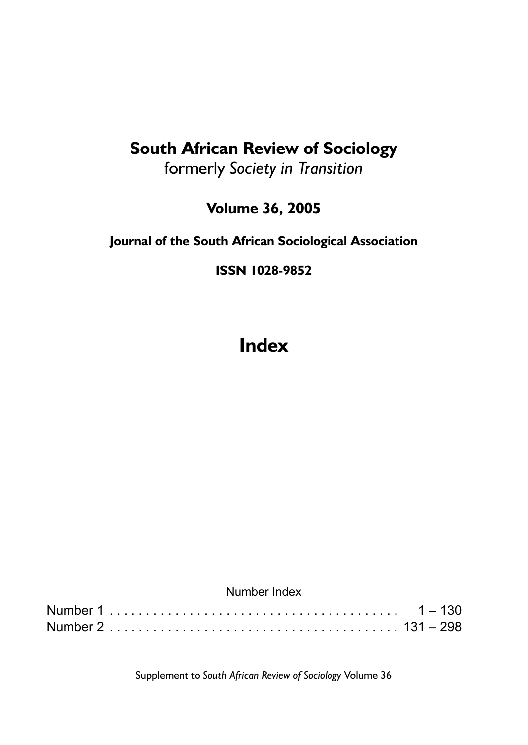# South African Review of Sociology

formerly *Society in Transition*

**Volume 36, 2005**

**Journal of the South African Sociological Association**

**ISSN 1028-9852**

# Index

Number Index

| | |
|---|---|
| Number 1 | 1 – 130 |
| Number 2 | 131 – 298 |

Supplement to *South African Review of Sociology* Volume 36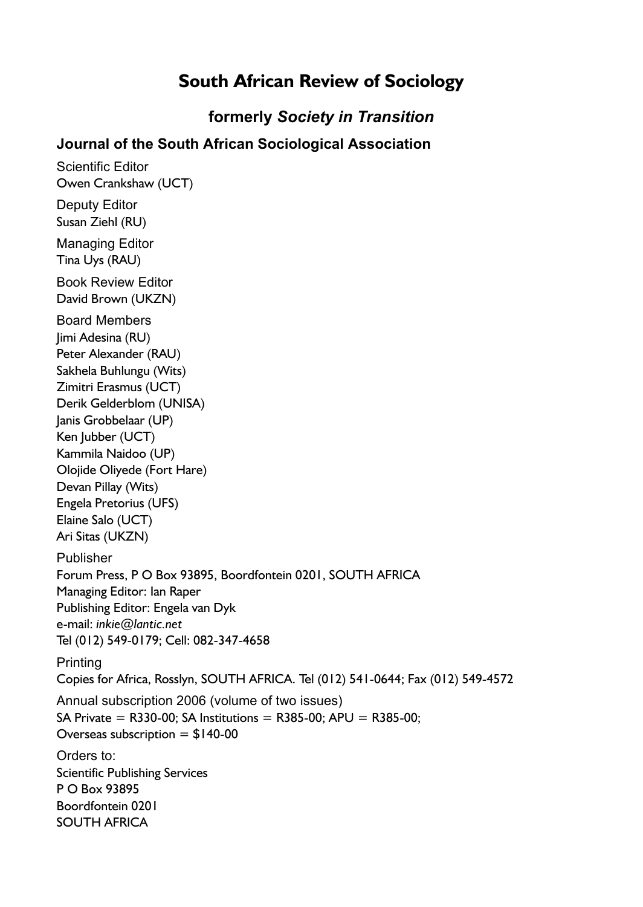# South African Review of Sociology

## formerly *Society in Transition*

### Journal of the South African Sociological Association

Scientific Editor
Owen Crankshaw (UCT)

Deputy Editor
Susan Ziehl (RU)

Managing Editor
Tina Uys (RAU)

Book Review Editor
David Brown (UKZN)

Board Members
Jimi Adesina (RU)
Peter Alexander (RAU)
Sakhela Buhlungu (Wits)
Zimitri Erasmus (UCT)
Derik Gelderblom (UNISA)
Janis Grobbelaar (UP)
Ken Jubber (UCT)
Kammila Naidoo (UP)
Olojide Oliyede (Fort Hare)
Devan Pillay (Wits)
Engela Pretorius (UFS)
Elaine Salo (UCT)
Ari Sitas (UKZN)

Publisher
Forum Press, P O Box 93895, Boordfontein 0201, SOUTH AFRICA
Managing Editor: Ian Raper
Publishing Editor: Engela van Dyk
e-mail: *inkie@lantic.net*
Tel (012) 549-0179; Cell: 082-347-4658

Printing
Copies for Africa, Rosslyn, SOUTH AFRICA. Tel (012) 541-0644; Fax (012) 549-4572

Annual subscription 2006 (volume of two issues)
SA Private = R330-00; SA Institutions = R385-00; APU = R385-00;
Overseas subscription = $140-00

Orders to:
Scientific Publishing Services
P O Box 93895
Boordfontein 0201
SOUTH AFRICA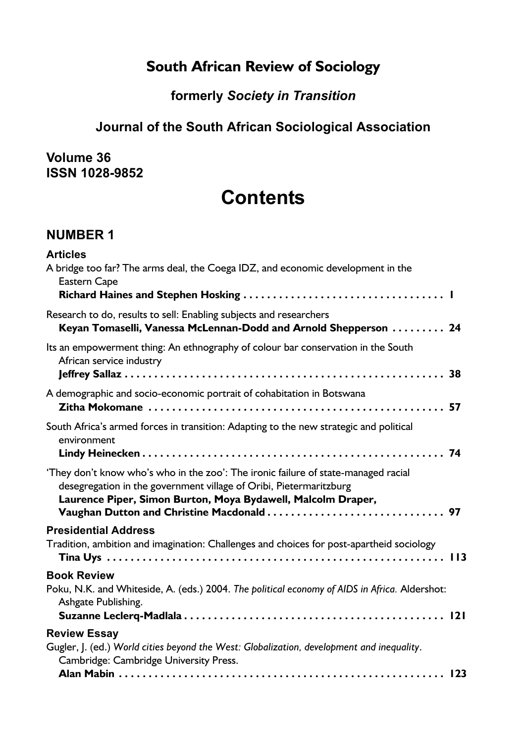# South African Review of Sociology

### formerly *Society in Transition*

### Journal of the South African Sociological Association

**Volume 36**
**ISSN 1028-9852**

# Contents

## NUMBER 1

### Articles

A bridge too far? The arms deal, the Coega IDZ, and economic development in the Eastern Cape
**Richard Haines and Stephen Hosking** . . . . . . . . . . . . . . . . . . . . . . . . . . . . . . . . . 1

Research to do, results to sell: Enabling subjects and researchers
**Keyan Tomaselli, Vanessa McLennan-Dodd and Arnold Shepperson** . . . . . . . . . 24

Its an empowerment thing: An ethnography of colour bar conservation in the South African service industry
**Jeffrey Sallaz** . . . . . . . . . . . . . . . . . . . . . . . . . . . . . . . . . . . . . . . . . . . . . . . . . 38

A demographic and socio-economic portrait of cohabitation in Botswana
**Zitha Mokomane** . . . . . . . . . . . . . . . . . . . . . . . . . . . . . . . . . . . . . . . . . . . . . 57

South Africa's armed forces in transition: Adapting to the new strategic and political environment
**Lindy Heinecken** . . . . . . . . . . . . . . . . . . . . . . . . . . . . . . . . . . . . . . . . . . . . . 74

'They don't know who's who in the zoo': The ironic failure of state-managed racial desegregation in the government village of Oribi, Pietermaritzburg
**Laurence Piper, Simon Burton, Moya Bydawell, Malcolm Draper, Vaughan Dutton and Christine Macdonald** . . . . . . . . . . . . . . . . . . . . . . . . . . . . . . 97

### Presidential Address

Tradition, ambition and imagination: Challenges and choices for post-apartheid sociology
**Tina Uys** . . . . . . . . . . . . . . . . . . . . . . . . . . . . . . . . . . . . . . . . . . . . . . . . . . 113

### Book Review

Poku, N.K. and Whiteside, A. (eds.) 2004. *The political economy of AIDS in Africa.* Aldershot: Ashgate Publishing.
**Suzanne Leclerq-Madlala** . . . . . . . . . . . . . . . . . . . . . . . . . . . . . . . . . . . . . . . 121

### Review Essay

Gugler, J. (ed.) *World cities beyond the West: Globalization, development and inequality*. Cambridge: Cambridge University Press.
**Alan Mabin** . . . . . . . . . . . . . . . . . . . . . . . . . . . . . . . . . . . . . . . . . . . . . . . . 123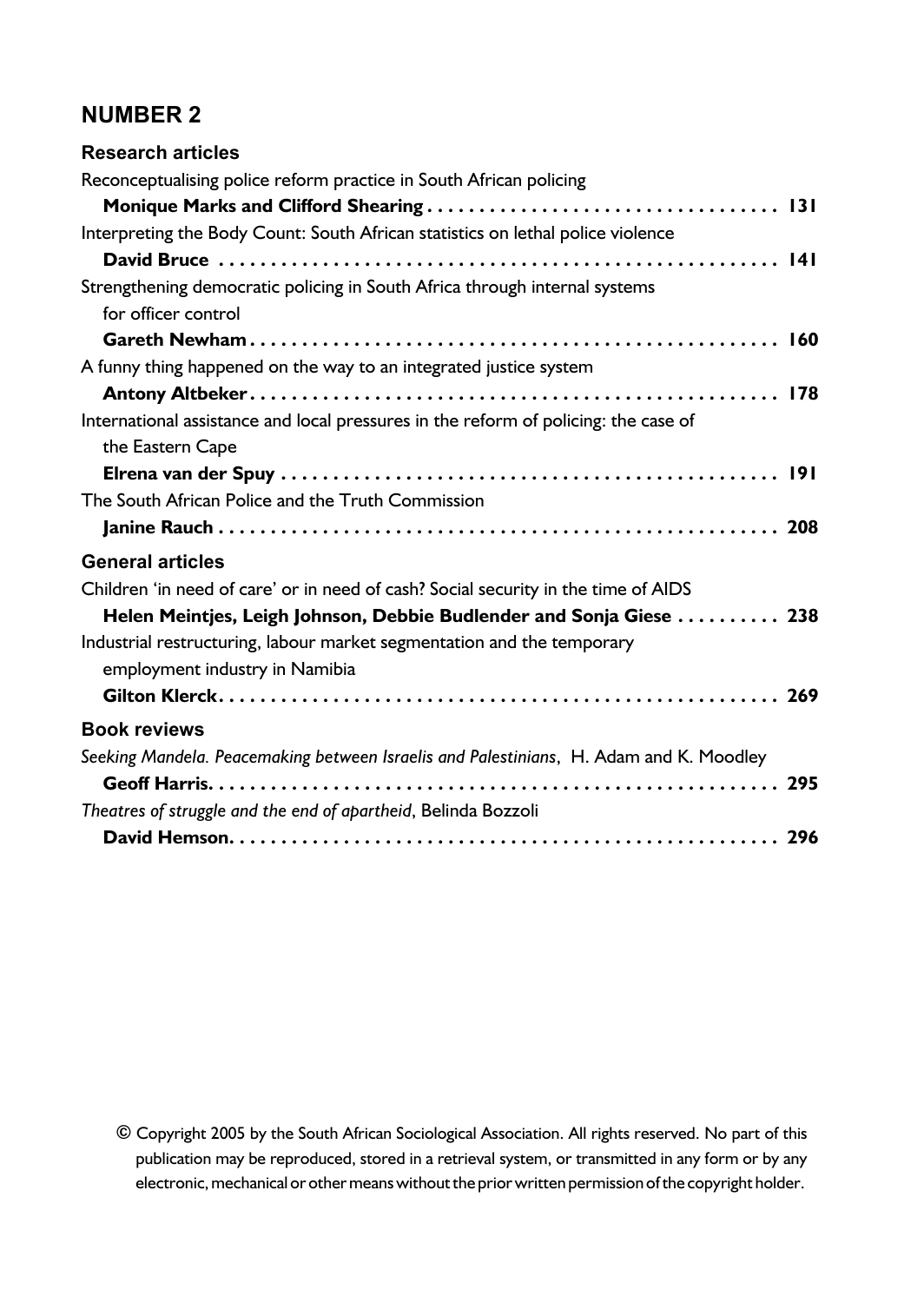## NUMBER 2

### Research articles

Reconceptualising police reform practice in South African policing
**Monique Marks and Clifford Shearing** . . . . . . . . . . . . . . . . . . . . . . . . . . . . . . . . . . 131

Interpreting the Body Count: South African statistics on lethal police violence
**David Bruce** . . . . . . . . . . . . . . . . . . . . . . . . . . . . . . . . . . . . . . . . . . . . . . . . . . . . . . 141

Strengthening democratic policing in South Africa through internal systems for officer control
**Gareth Newham** . . . . . . . . . . . . . . . . . . . . . . . . . . . . . . . . . . . . . . . . . . . . . . . . . . . 160

A funny thing happened on the way to an integrated justice system
**Antony Altbeker** . . . . . . . . . . . . . . . . . . . . . . . . . . . . . . . . . . . . . . . . . . . . . . . . . . . 178

International assistance and local pressures in the reform of policing: the case of the Eastern Cape
**Elrena van der Spuy** . . . . . . . . . . . . . . . . . . . . . . . . . . . . . . . . . . . . . . . . . . . . . . . . 191

The South African Police and the Truth Commission
**Janine Rauch** . . . . . . . . . . . . . . . . . . . . . . . . . . . . . . . . . . . . . . . . . . . . . . . . . . . . . 208

### General articles

Children 'in need of care' or in need of cash? Social security in the time of AIDS
**Helen Meintjes, Leigh Johnson, Debbie Budlender and Sonja Giese** . . . . . . . . . . 238

Industrial restructuring, labour market segmentation and the temporary employment industry in Namibia
**Gilton Klerck** . . . . . . . . . . . . . . . . . . . . . . . . . . . . . . . . . . . . . . . . . . . . . . . . . . . . . 269

### Book reviews

*Seeking Mandela. Peacemaking between Israelis and Palestinians*, H. Adam and K. Moodley
**Geoff Harris** . . . . . . . . . . . . . . . . . . . . . . . . . . . . . . . . . . . . . . . . . . . . . . . . . . . . . . 295

*Theatres of struggle and the end of apartheid*, Belinda Bozzoli
**David Hemson** . . . . . . . . . . . . . . . . . . . . . . . . . . . . . . . . . . . . . . . . . . . . . . . . . . . . . 296

© Copyright 2005 by the South African Sociological Association. All rights reserved. No part of this publication may be reproduced, stored in a retrieval system, or transmitted in any form or by any electronic, mechanical or other means without the prior written permission of the copyright holder.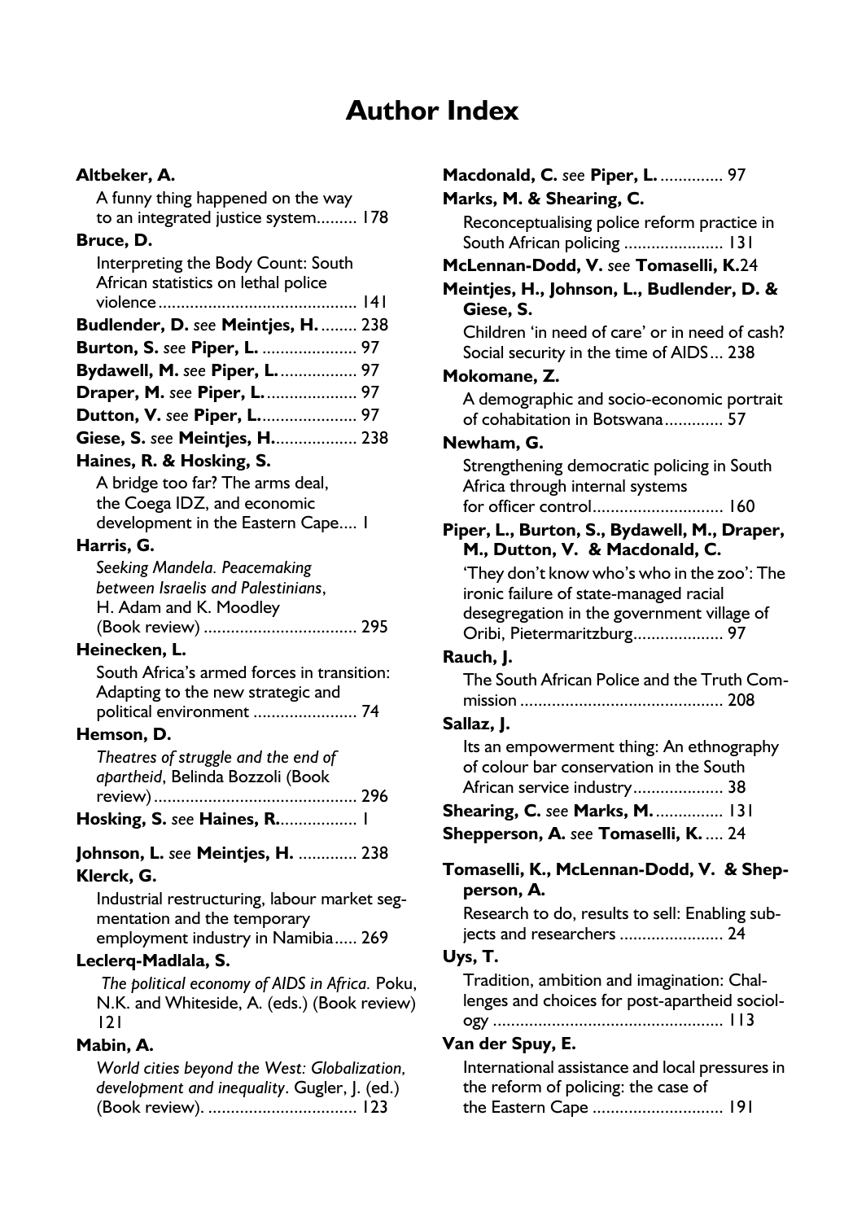# Author Index

**Altbeker, A.**
A funny thing happened on the way to an integrated justice system......... 178

**Bruce, D.**
Interpreting the Body Count: South African statistics on lethal police violence............................................ 141

**Budlender, D.** *see* **Meintjes, H.**........ 238

**Burton, S.** *see* **Piper, L.** ..................... 97

**Bydawell, M.** *see* **Piper, L.**................. 97

**Draper, M.** *see* **Piper, L.**.................... 97

**Dutton, V.** *see* **Piper, L.**..................... 97

**Giese, S.** *see* **Meintjes, H.**.................. 238

**Haines, R. & Hosking, S.**
A bridge too far? The arms deal, the Coega IDZ, and economic development in the Eastern Cape.... 1

**Harris, G.**
*Seeking Mandela. Peacemaking between Israelis and Palestinians*, H. Adam and K. Moodley (Book review) .................................. 295

**Heinecken, L.**
South Africa's armed forces in transition: Adapting to the new strategic and political environment ....................... 74

**Hemson, D.**
*Theatres of struggle and the end of apartheid*, Belinda Bozzoli (Book review)............................................ 296

**Hosking, S.** *see* **Haines, R.**................. 1

**Johnson, L.** *see* **Meintjes, H.** ............. 238

**Klerck, G.**
Industrial restructuring, labour market segmentation and the temporary employment industry in Namibia..... 269

**Leclerq-Madlala, S.**
*The political economy of AIDS in Africa.* Poku, N.K. and Whiteside, A. (eds.) (Book review) 121

**Mabin, A.**
*World cities beyond the West: Globalization, development and inequality*. Gugler, J. (ed.) (Book review). ................................. 123

**Macdonald, C.** *see* **Piper, L.**.............. 97

**Marks, M. & Shearing, C.**
Reconceptualising police reform practice in South African policing ...................... 131

**McLennan-Dodd, V.** *see* **Tomaselli, K.**24

**Meintjes, H., Johnson, L., Budlender, D. & Giese, S.**
Children 'in need of care' or in need of cash? Social security in the time of AIDS... 238

**Mokomane, Z.**
A demographic and socio-economic portrait of cohabitation in Botswana............. 57

**Newham, G.**
Strengthening democratic policing in South Africa through internal systems for officer control............................ 160

**Piper, L., Burton, S., Bydawell, M., Draper, M., Dutton, V. & Macdonald, C.**
'They don't know who's who in the zoo': The ironic failure of state-managed racial desegregation in the government village of Oribi, Pietermaritzburg.................... 97

**Rauch, J.**
The South African Police and the Truth Commission ............................................ 208

**Sallaz, J.**
Its an empowerment thing: An ethnography of colour bar conservation in the South African service industry.................... 38

**Shearing, C.** *see* **Marks, M.**............... 131

**Shepperson, A.** *see* **Tomaselli, K.** .... 24

**Tomaselli, K., McLennan-Dodd, V. & Shepperson, A.**
Research to do, results to sell: Enabling subjects and researchers ....................... 24

**Uys, T.**
Tradition, ambition and imagination: Challenges and choices for post-apartheid sociology .................................................. 113

**Van der Spuy, E.**
International assistance and local pressures in the reform of policing: the case of the Eastern Cape ............................ 191